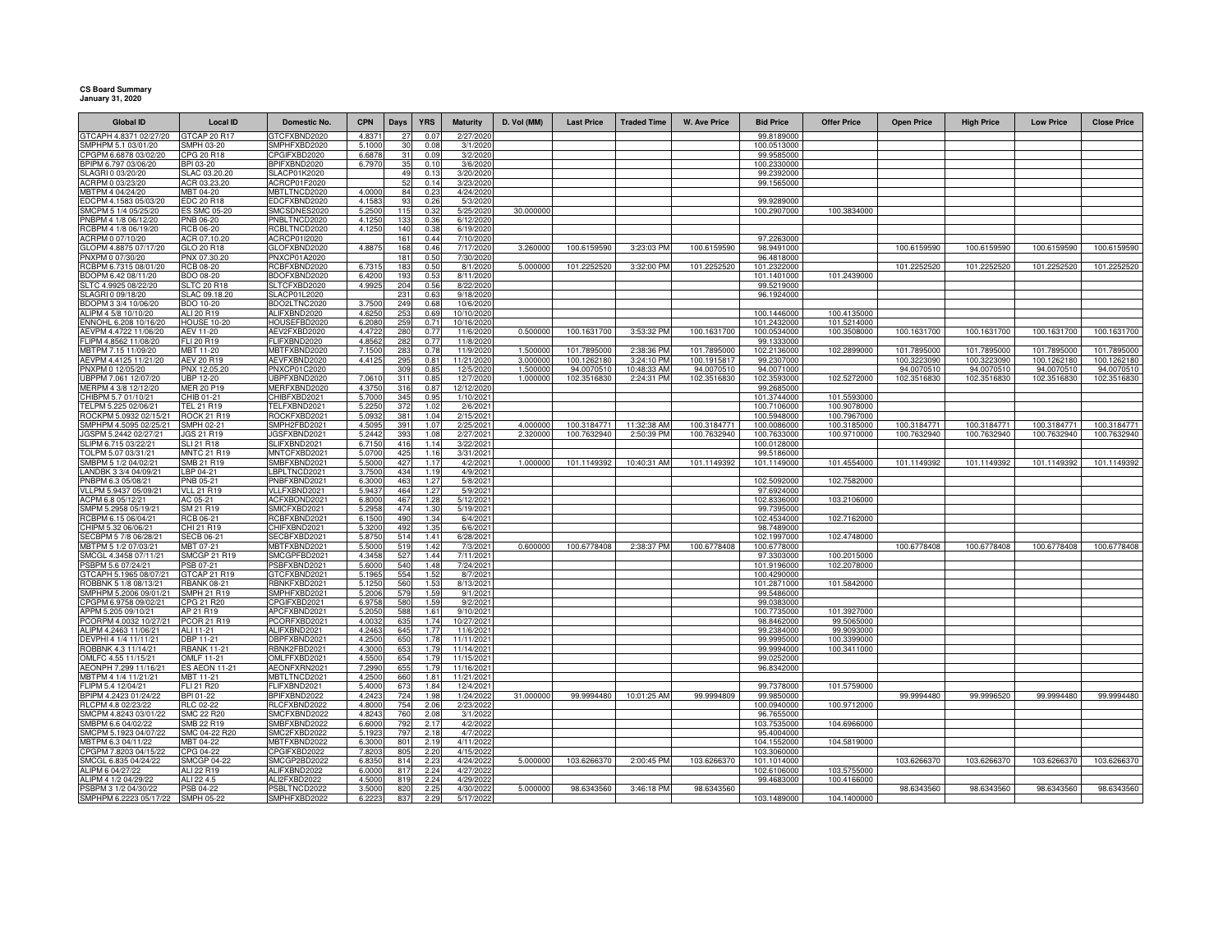**CS Board Summary**
**January 31, 2020**

| Global ID | Local ID | Domestic No. | CPN | Days | YRS | Maturity | D. Vol (MM) | Last Price | Traded Time | W. Ave Price | Bid Price | Offer Price | Open Price | High Price | Low Price | Close Price |
|---|---|---|---|---|---|---|---|---|---|---|---|---|---|---|---|---|
| GTCAPH 4.8371 02/27/20 | GTCAP 20 R17 | GTCFXBND2020 | 4.8371 | 27 | 0.07 | 2/27/2020 | | | | | 99.8189000 | | | | | |
| SMPHPM 5.1 03/01/20 | SMPH 03-20 | SMPHFXBD2020 | 5.1000 | 30 | 0.08 | 3/1/2020 | | | | | 100.0513000 | | | | | |
| CPGPM 6.6878 03/02/20 | CPG 20 R18 | CPGIFXBD2020 | 6.6878 | 31 | 0.09 | 3/2/2020 | | | | | 99.9585000 | | | | | |
| BPIPM 6.797 03/06/20 | BPI 03-20 | BPIFXBND2020 | 6.7970 | 35 | 0.10 | 3/6/2020 | | | | | 100.2330000 | | | | | |
| SLAGRI 0 03/20/20 | SLAC 03.20.20 | SLACP01K2020 | | 49 | 0.13 | 3/20/2020 | | | | | 99.2392000 | | | | | |
| ACRPM 0 03/23/20 | ACR 03.23.20 | ACRCP01F2020 | | 52 | 0.14 | 3/23/2020 | | | | | 99.1565000 | | | | | |
| MBTPM 4 04/24/20 | MBT 04-20 | MBTLTNCD2020 | 4.0000 | 84 | 0.23 | 4/24/2020 | | | | | | | | | | |
| EDCPM 4.1583 05/03/20 | EDC 20 R18 | EDCFXBND2020 | 4.1583 | 93 | 0.26 | 5/3/2020 | | | | | 99.9289000 | | | | | |
| SMCPM 5 1/4 05/25/20 | ES SMC 05-20 | SMCSDNES2020 | 5.2500 | 115 | 0.32 | 5/25/2020 | 30.000000 | | | | 100.2907000 | 100.3834000 | | | | |
| PNBPM 4 1/8 06/12/20 | PNB 06-20 | PNBLTNCD2020 | 4.1250 | 133 | 0.36 | 6/12/2020 | | | | | | | | | | |
| RCBPM 4 1/8 06/19/20 | RCB 06-20 | RCBLTNCD2020 | 4.1250 | 140 | 0.38 | 6/19/2020 | | | | | | | | | | |
| ACRPM 0 07/10/20 | ACR 07.10.20 | ACRCP01I2020 | | 161 | 0.44 | 7/10/2020 | | | | | 97.2263000 | | | | | |
| GLOPM 4.8875 07/17/20 | GLO 20 R18 | GLOFXBND2020 | 4.8875 | 168 | 0.46 | 7/17/2020 | 3.260000 | 100.6159590 | 3:23:03 PM | 100.6159590 | 98.9491000 | | 100.6159590 | 100.6159590 | 100.6159590 | 100.6159590 |
| PNXPM 0 07/30/20 | PNX 07.30.20 | PNXCP01A2020 | | 181 | 0.50 | 7/30/2020 | | | | | 96.4818000 | | | | | |
| RCBPM 6.7315 08/01/20 | RCB 08-20 | RCBFXBND2020 | 6.7315 | 183 | 0.50 | 8/1/2020 | 5.000000 | 101.2252520 | 3:32:00 PM | 101.2252520 | 101.2322000 | | 101.2252520 | 101.2252520 | 101.2252520 | 101.2252520 |
| BDOPM 6.42 08/11/20 | BDO 08-20 | BDOFXBND2020 | 6.4200 | 193 | 0.53 | 8/11/2020 | | | | | 101.1401000 | 101.2439000 | | | | |
| SLTC 4.9925 08/22/20 | SLTC 20 R18 | SLTCFXBD2020 | 4.9925 | 204 | 0.56 | 8/22/2020 | | | | | 99.5219000 | | | | | |
| SLAGRI 0 09/18/20 | SLAC 09.18.20 | SLACP01L2020 | | 231 | 0.63 | 9/18/2020 | | | | | 96.1924000 | | | | | |
| BDOPM 3 3/4 10/06/20 | BDO 10-20 | BDO2LTNC2020 | 3.7500 | 249 | 0.68 | 10/6/2020 | | | | | | | | | | |
| ALIPM 4 5/8 10/10/20 | ALI 20 R19 | ALIFXBND2020 | 4.6250 | 253 | 0.69 | 10/10/2020 | | | | | 100.1446000 | 100.4135000 | | | | |
| ENNOHL 6.208 10/16/20 | HOUSE 10-20 | HOUSEFBD2020 | 6.2080 | 259 | 0.71 | 10/16/2020 | | | | | 101.2432000 | 101.5214000 | | | | |
| AEVPM 4.4722 11/06/20 | AEV 11-20 | AEV2FXBD2020 | 4.4722 | 280 | 0.77 | 11/6/2020 | 0.500000 | 100.1631700 | 3:53:32 PM | 100.1631700 | 100.0534000 | 100.3508000 | 100.1631700 | 100.1631700 | 100.1631700 | 100.1631700 |
| FLIPM 4.8562 11/08/20 | FLI 20 R19 | FLIFXBND2020 | 4.8562 | 282 | 0.77 | 11/8/2020 | | | | | 99.1333000 | | | | | |
| MBTPM 7.15 11/09/20 | MBT 11-20 | MBTFXBND2020 | 7.1500 | 283 | 0.78 | 11/9/2020 | 1.500000 | 101.7895000 | 2:38:36 PM | 101.7895000 | 102.2136000 | 102.2899000 | 101.7895000 | 101.7895000 | 101.7895000 | 101.7895000 |
| AEVPM 4.4125 11/21/20 | AEV 20 R19 | AEVFXBND2020 | 4.4125 | 295 | 0.81 | 11/21/2020 | 3.000000 | 100.1262180 | 3:24:10 PM | 100.1915817 | 99.2307000 | | 100.3223090 | 100.3223090 | 100.1262180 | 100.1262180 |
| PNXPM 0 12/05/20 | PNX 12.05.20 | PNXCP01C2020 | | 309 | 0.85 | 12/5/2020 | 1.500000 | 94.0070510 | 10:48:33 AM | 94.0070510 | 94.0071000 | | 94.0070510 | 94.0070510 | 94.0070510 | 94.0070510 |
| UBPPM 7.061 12/07/20 | UBP 12-20 | UBPFXBND2020 | 7.0610 | 311 | 0.85 | 12/7/2020 | 1.000000 | 102.3516830 | 2:24:31 PM | 102.3516830 | 102.3593000 | 102.5272000 | 102.3516830 | 102.3516830 | 102.3516830 | 102.3516830 |
| MERPM 4 3/8 12/12/20 | MER 20 P19 | MERFXBND2020 | 4.3750 | 316 | 0.87 | 12/12/2020 | | | | | 99.2685000 | | | | | |
| CHIBPM 5.7 01/10/21 | CHIB 01-21 | CHIBFXBD2021 | 5.7000 | 345 | 0.95 | 1/10/2021 | | | | | 101.3744000 | 101.5593000 | | | | |
| TELPM 5.225 02/06/21 | TEL 21 R19 | TELFXBND2021 | 5.2250 | 372 | 1.02 | 2/6/2021 | | | | | 100.7106000 | 100.9078000 | | | | |
| ROCKPM 5.0932 02/15/21 | ROCK 21 R19 | ROCKFXBD2021 | 5.0932 | 381 | 1.04 | 2/15/2021 | | | | | 100.5948000 | 100.7967000 | | | | |
| SMPHPM 4.5095 02/25/21 | SMPH 02-21 | SMPH2FBD2021 | 4.5095 | 391 | 1.07 | 2/25/2021 | 4.000000 | 100.3184771 | 11:32:38 AM | 100.3184771 | 100.0086000 | 100.3185000 | 100.3184771 | 100.3184771 | 100.3184771 | 100.3184771 |
| JGSPM 5.2442 02/27/21 | JGS 21 R19 | JGSFXBND2021 | 5.2442 | 393 | 1.08 | 2/27/2021 | 2.320000 | 100.7632940 | 2:50:39 PM | 100.7632940 | 100.7633000 | 100.9710000 | 100.7632940 | 100.7632940 | 100.7632940 | 100.7632940 |
| SLIPM 6.715 03/22/21 | SLI 21 R18 | SLIFXBND2021 | 6.7150 | 416 | 1.14 | 3/22/2021 | | | | | 100.0128000 | | | | | |
| TOLPM 5.07 03/31/21 | MNTC 21 R19 | MNTCFXBD2021 | 5.0700 | 425 | 1.16 | 3/31/2021 | | | | | 99.5186000 | | | | | |
| SMBPM 5 1/2 04/02/21 | SMB 21 R19 | SMBFXBND2021 | 5.5000 | 427 | 1.17 | 4/2/2021 | 1.000000 | 101.1149392 | 10:40:31 AM | 101.1149392 | 101.1149000 | 101.4554000 | 101.1149392 | 101.1149392 | 101.1149392 | 101.1149392 |
| LANDBK 3 3/4 04/09/21 | LBP 04-21 | LBPLTNCD2021 | 3.7500 | 434 | 1.19 | 4/9/2021 | | | | | | | | | | |
| PNBPM 6.3 05/08/21 | PNB 05-21 | PNBFXBND2021 | 6.3000 | 463 | 1.27 | 5/8/2021 | | | | | 102.5092000 | 102.7582000 | | | | |
| VLLPM 5.9437 05/09/21 | VLL 21 R19 | VLLFXBND2021 | 5.9437 | 464 | 1.27 | 5/9/2021 | | | | | 97.6924000 | | | | | |
| ACPM 6.8 05/12/21 | AC 05-21 | ACFXBOND2021 | 6.8000 | 467 | 1.28 | 5/12/2021 | | | | | 102.8336000 | 103.2106000 | | | | |
| SMPM 5.2958 05/19/21 | SM 21 R19 | SMICFXBD2021 | 5.2958 | 474 | 1.30 | 5/19/2021 | | | | | 99.7395000 | | | | | |
| RCBPM 6.15 06/04/21 | RCB 06-21 | RCBFXBND2021 | 6.1500 | 490 | 1.34 | 6/4/2021 | | | | | 102.4534000 | 102.7162000 | | | | |
| CHIPM 5.32 06/06/21 | CHI 21 R19 | CHIFXBND2021 | 5.3200 | 492 | 1.35 | 6/6/2021 | | | | | 98.7489000 | | | | | |
| SECBPM 5 7/8 06/28/21 | SECB 06-21 | SECBFXBD2021 | 5.8750 | 514 | 1.41 | 6/28/2021 | | | | | 102.1997000 | 102.4748000 | | | | |
| MBTPM 5 1/2 07/03/21 | MBT 07-21 | MBTFXBND2021 | 5.5000 | 519 | 1.42 | 7/3/2021 | 0.600000 | 100.6778408 | 2:38:37 PM | 100.6778408 | 100.6778000 | | 100.6778408 | 100.6778408 | 100.6778408 | 100.6778408 |
| SMCGL 4.3458 07/11/21 | SMCGP 21 R19 | SMCGPFBD2021 | 4.3458 | 527 | 1.44 | 7/11/2021 | | | | | 97.3303000 | 100.2015000 | | | | |
| PSBPM 5.6 07/24/21 | PSB 07-21 | PSBFXBND2021 | 5.6000 | 540 | 1.48 | 7/24/2021 | | | | | 101.9196000 | 102.2078000 | | | | |
| GTCAPH 5.1965 08/07/21 | GTCAP 21 R19 | GTCFXBND2021 | 5.1965 | 554 | 1.52 | 8/7/2021 | | | | | 100.4290000 | | | | | |
| ROBBNK 5 1/8 08/13/21 | RBANK 08-21 | RBNKFXBD2021 | 5.1250 | 560 | 1.53 | 8/13/2021 | | | | | 101.2871000 | 101.5842000 | | | | |
| SMPHPM 5.2006 09/01/21 | SMPH 21 R19 | SMPHFXBD2021 | 5.2006 | 579 | 1.59 | 9/1/2021 | | | | | 99.5486000 | | | | | |
| CPGPM 6.9758 09/02/21 | CPG 21 R20 | CPGIFXBD2021 | 6.9758 | 580 | 1.59 | 9/2/2021 | | | | | 99.0383000 | | | | | |
| APPM 5.205 09/10/21 | AP 21 R19 | APCFXBND2021 | 5.2050 | 588 | 1.61 | 9/10/2021 | | | | | 100.7735000 | 101.3927000 | | | | |
| PCORPM 4.0032 10/27/21 | PCOR 21 R19 | PCORFXBD2021 | 4.0032 | 635 | 1.74 | 10/27/2021 | | | | | 98.8462000 | 99.5065000 | | | | |
| ALIPM 4.2463 11/06/21 | ALI 11-21 | ALIFXBND2021 | 4.2463 | 645 | 1.77 | 11/6/2021 | | | | | 99.2384000 | 99.9093000 | | | | |
| DEVPHI 4 1/4 11/11/21 | DBP 11-21 | DBPFXBND2021 | 4.2500 | 650 | 1.78 | 11/11/2021 | | | | | 99.9995000 | 100.3399000 | | | | |
| ROBBNK 4.3 11/14/21 | RBANK 11-21 | RBNK2FBD2021 | 4.3000 | 653 | 1.79 | 11/14/2021 | | | | | 99.9994000 | 100.3411000 | | | | |
| OMLFC 4.55 11/15/21 | OMLF 11-21 | OMLFFXBD2021 | 4.5500 | 654 | 1.79 | 11/15/2021 | | | | | 99.0252000 | | | | | |
| AEONPH 7.299 11/16/21 | ES AEON 11-21 | AEONFXRN2021 | 7.2990 | 655 | 1.79 | 11/16/2021 | | | | | 96.8342000 | | | | | |
| MBTPM 4 1/4 11/21/21 | MBT 11-21 | MBTLTNCD2021 | 4.2500 | 660 | 1.81 | 11/21/2021 | | | | | | | | | | |
| FLIPM 5.4 12/04/21 | FLI 21 R20 | FLIFXBND2021 | 5.4000 | 673 | 1.84 | 12/4/2021 | | | | | 99.7378000 | 101.5759000 | | | | |
| BPIPM 4.2423 01/24/22 | BPI 01-22 | BPIFXBND2022 | 4.2423 | 724 | 1.98 | 1/24/2022 | 31.000000 | 99.9994480 | 10:01:25 AM | 99.9994809 | 99.9850000 | | 99.9994480 | 99.9996520 | 99.9994480 | 99.9994480 |
| RLCPM 4.8 02/23/22 | RLC 02-22 | RLCFXBND2022 | 4.8000 | 754 | 2.06 | 2/23/2022 | | | | | 100.0940000 | 100.9712000 | | | | |
| SMCPM 4.8243 03/01/22 | SMC 22 R20 | SMCFXBND2022 | 4.8243 | 760 | 2.08 | 3/1/2022 | | | | | 96.7655000 | | | | | |
| SMBPM 6.6 04/02/22 | SMB 22 R19 | SMBFXBND2022 | 6.6000 | 792 | 2.17 | 4/2/2022 | | | | | 103.7535000 | 104.6966000 | | | | |
| SMCPM 5.1923 04/07/22 | SMC 04-22 R20 | SMC2FXBD2022 | 5.1923 | 797 | 2.18 | 4/7/2022 | | | | | 95.4004000 | | | | | |
| MBTPM 6.3 04/11/22 | MBT 04-22 | MBTFXBND2022 | 6.3000 | 801 | 2.19 | 4/11/2022 | | | | | 104.1552000 | 104.5819000 | | | | |
| CPGPM 7.8203 04/15/22 | CPG 04-22 | CPGIFXBD2022 | 7.8203 | 805 | 2.20 | 4/15/2022 | | | | | 103.3060000 | | | | | |
| SMCGL 6.835 04/24/22 | SMCGP 04-22 | SMCGP2BD2022 | 6.8350 | 814 | 2.23 | 4/24/2022 | 5.000000 | 103.6266370 | 2:00:45 PM | 103.6266370 | 101.1014000 | | 103.6266370 | 103.6266370 | 103.6266370 | 103.6266370 |
| ALIPM 6 04/27/22 | ALI 22 R19 | ALIFXBND2022 | 6.0000 | 817 | 2.24 | 4/27/2022 | | | | | 102.6106000 | 103.5755000 | | | | |
| ALIPM 4 1/2 04/29/22 | ALI 22 4.5 | ALI2FXBD2022 | 4.5000 | 819 | 2.24 | 4/29/2022 | | | | | 99.4683000 | 100.4166000 | | | | |
| PSBPM 3 1/2 04/30/22 | PSB 04-22 | PSBLTNCD2022 | 3.5000 | 820 | 2.25 | 4/30/2022 | 5.000000 | 98.6343560 | 3:46:18 PM | 98.6343560 | | | 98.6343560 | 98.6343560 | 98.6343560 | 98.6343560 |
| SMPHPM 6.2223 05/17/22 | SMPH 05-22 | SMPHFXBD2022 | 6.2223 | 837 | 2.29 | 5/17/2022 | | | | | 103.1489000 | 104.1400000 | | | | |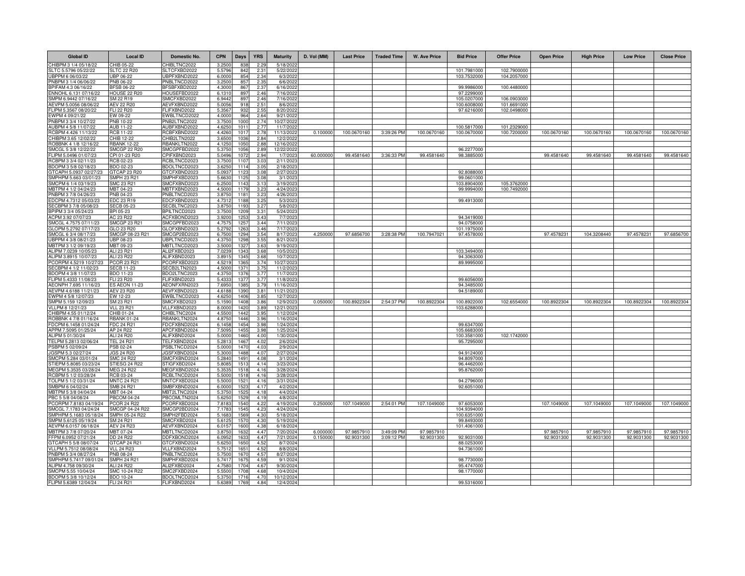| Global ID | Local ID | Domestic No. | CPN | Days | YRS | Maturity | D. Vol (MM) | Last Price | Traded Time | W. Ave Price | Bid Price | Offer Price | Open Price | High Price | Low Price | Close Price |
|---|---|---|---|---|---|---|---|---|---|---|---|---|---|---|---|---|
| CHIBPM 3 1/4 05/18/22 | CHIB 05-22 | CHIBLTNC2022 | 3.2500 | 838 | 2.29 | 5/18/2022 | | | | | | | | | | |
| SLTC 5.5796 05/22/22 | SLTC 22 R20 | SLTCFXBD2022 | 5.5796 | 842 | 2.31 | 5/22/2022 | | | | | 101.7981000 | 102.7900000 | | | | |
| UBPPM 6 06/03/22 | UBP 06-22 | UBPFXBND2022 | 6.0000 | 854 | 2.34 | 6/3/2022 | | | | | 103.7532000 | 104.2057000 | | | | |
| PNBPM 3 1/4 06/06/22 | PNB 06-22 | PNBLTNCD2022 | 3.2500 | 857 | 2.35 | 6/6/2022 | | | | | | | | | | |
| BPIFAM 4.3 06/16/22 | BFSB 06-22 | BFSBFXBD2022 | 4.3000 | 867 | 2.37 | 6/16/2022 | | | | | 99.9986000 | 100.4480000 | | | | |
| ENNOHL 6.131 07/16/22 | HOUSE 22 R20 | HOUSEFBD2022 | 6.1310 | 897 | 2.46 | 7/16/2022 | | | | | 97.2299000 | | | | | |
| SMPM 6.9442 07/16/22 | SM 22 R19 | SMICFXBD2022 | 6.9442 | 897 | 2.46 | 7/16/2022 | | | | | 105.0207000 | 106.0903000 | | | | |
| AEVPM 5.0056 08/06/22 | AEV 22 R20 | AEVFXBND2022 | 5.0056 | 918 | 2.51 | 8/6/2022 | | | | | 100.6008000 | 101.6691000 | | | | |
| FLIPM 5.3567 08/20/22 | FLI 22 R20 | FLIFXBND2022 | 5.3567 | 932 | 2.55 | 8/20/2022 | | | | | 97.6216000 | 102.0498000 | | | | |
| EWPM 4 09/21/22 | EW 09-22 | EWBLTNCD2022 | 4.0000 | 964 | 2.64 | 9/21/2022 | | | | | | | | | | |
| PNBPM 3 3/4 10/27/22 | PNB 10-22 | PNB2LTNC2022 | 3.7500 | 1000 | 2.74 | 10/27/2022 | | | | | | | | | | |
| AUBPM 4 5/8 11/07/22 | AUB 11-22 | AUBFXBND2022 | 4.6250 | 1011 | 2.77 | 11/7/2022 | | | | | 100.5817000 | 101.2329000 | | | | |
| RCBPM 4.426 11/13/22 | RCB 11-22 | RCBFXBND2022 | 4.4260 | 1017 | 2.78 | 11/13/2022 | 0.100000 | 100.0670160 | 3:39:26 PM | 100.0670160 | 100.0670000 | 100.7200000 | 100.0670160 | 100.0670160 | 100.0670160 | 100.0670160 |
| CHIBPM 3.65 12/02/22 | CHIB 12-22 | CHIB2LTN2022 | 3.6500 | 1036 | 2.84 | 12/2/2022 | | | | | | | | | | |
| ROBBNK 4 1/8 12/16/22 | RBANK 12-22 | RBANKLTN2022 | 4.1250 | 1050 | 2.88 | 12/16/2022 | | | | | | | | | | |
| SMCGL 5 3/8 12/22/22 | SMCGP 22 R20 | SMCGPFBD2022 | 5.3750 | 1056 | 2.89 | 12/22/2022 | | | | | 96.2277000 | | | | | |
| FLIPM 5.0496 01/07/23 | CPI 01-23 R20 | CPIFXBND2023 | 5.0496 | 1072 | 2.94 | 1/7/2023 | 60.000000 | 99.4581640 | 3:36:33 PM | 99.4581640 | 98.3885000 | | 99.4581640 | 99.4581640 | 99.4581640 | 99.4581640 |
| RCBPM 3 3/4 02/11/23 | RCB 02-23 | RCBLTNCD2023 | 3.7500 | 1107 | 3.03 | 2/11/2023 | | | | | | | | | | |
| BDOPM 3 5/8 02/18/23 | BDO 02-23 | BDOLTNCD2023 | 3.6250 | 1114 | 3.05 | 2/18/2023 | | | | | | | | | | |
| GTCAPH 5.0937 02/27/23 | GTCAP 23 R20 | GTCFXBND2023 | 5.0937 | 1123 | 3.08 | 2/27/2023 | | | | | 92.8088000 | | | | | |
| SMPHPM 5.663 03/01/23 | SMPH 23 R21 | SMPHFXBD2023 | 5.6630 | 1125 | 3.08 | 3/1/2023 | | | | | 99.0601000 | | | | | |
| SMCPM 6 1/4 03/19/23 | SMC 23 R21 | SMCFXBND2023 | 6.2500 | 1143 | 3.13 | 3/19/2023 | | | | | 103.8904000 | 105.3762000 | | | | |
| MBTPM 4 1/2 04/24/23 | MBT 04-23 | MBTFXBND2023 | 4.5000 | 1179 | 3.23 | 4/24/2023 | | | | | 99.9994000 | 100.7492000 | | | | |
| PNBPM 3 7/8 04/26/23 | PNB 04-23 | PNBLTNCD2023 | 3.8750 | 1181 | 3.23 | 4/26/2023 | | | | | | | | | | |
| EDCPM 4.7312 05/03/23 | EDC 23 R19 | EDCFXBND2023 | 4.7312 | 1188 | 3.25 | 5/3/2023 | | | | | 99.4913000 | | | | | |
| SECBPM 3 7/8 05/08/23 | SECB 05-23 | SECBLTNC2023 | 3.8750 | 1193 | 3.27 | 5/8/2023 | | | | | | | | | | |
| BPIPM 3 3/4 05/24/23 | BPI 05-23 | BPILTNCD2023 | 3.7500 | 1209 | 3.31 | 5/24/2023 | | | | | | | | | | |
| ACPM 3.92 07/07/23 | AC 23 R22 | ACFXBOND2023 | 3.9200 | 1253 | 3.43 | 7/7/2023 | | | | | 94.3419000 | | | | | |
| SMCGL 4.7575 07/11/23 | SMCGP 23 R21 | SMCGPFBD2023 | 4.7575 | 1257 | 3.44 | 7/11/2023 | | | | | 94.0758000 | | | | | |
| GLOPM 5.2792 07/17/23 | GLO 23 R20 | GLOFXBND2023 | 5.2792 | 1263 | 3.46 | 7/17/2023 | | | | | 101.1975000 | | | | | |
| SMCGL 6 3/4 08/17/23 | SMCGP 08-23 R21 | SMCGP2BD2023 | 6.7500 | 1294 | 3.54 | 8/17/2023 | 4.250000 | 97.6856700 | 3:28:38 PM | 100.7947021 | 97.4578000 | | 97.4578231 | 104.3208440 | 97.4578231 | 97.6856700 |
| UBPPM 4 3/8 08/21/23 | UBP 08-23 | UBPLTNCD2023 | 4.3750 | 1298 | 3.55 | 8/21/2023 | | | | | | | | | | |
| MBTPM 3 1/2 09/19/23 | MBT 09-23 | MBTLTNCD2023 | 3.5000 | 1327 | 3.63 | 9/19/2023 | | | | | | | | | | |
| ALIPM 7.0239 10/05/23 | ALI 23 R21 | ALI2FXBD2023 | 7.0239 | 1343 | 3.68 | 10/5/2023 | | | | | 103.3494000 | | | | | |
| ALIPM 3.8915 10/07/23 | ALI 23 R22 | ALIFXBND2023 | 3.8915 | 1345 | 3.68 | 10/7/2023 | | | | | 94.3063000 | | | | | |
| PCORPM 4.5219 10/27/23 | PCOR 23 R21 | PCORFXBD2023 | 4.5219 | 1365 | 3.74 | 10/27/2023 | | | | | 89.9995000 | | | | | |
| SECBPM 4 1/2 11/02/23 | SECB 11-23 | SECB2LTN2023 | 4.5000 | 1371 | 3.75 | 11/2/2023 | | | | | | | | | | |
| BDOPM 4 3/8 11/07/23 | BDO 11-23 | BDO2LTNC2023 | 4.3750 | 1376 | 3.77 | 11/7/2023 | | | | | | | | | | |
| FLIPM 5.4333 11/08/23 | FLI 23 R20 | FLIFXBND2023 | 5.4333 | 1377 | 3.77 | 11/8/2023 | | | | | 99.6056000 | | | | | |
| AEONPH 7.695 11/16/23 | ES AEON 11-23 | AEONFXRN2023 | 7.6950 | 1385 | 3.79 | 11/16/2023 | | | | | 94.3485000 | | | | | |
| AEVPM 4.6188 11/21/23 | AEV 23 R20 | AEVFXBND2023 | 4.6188 | 1390 | 3.81 | 11/21/2023 | | | | | 94.5189000 | | | | | |
| EWPM 4 5/8 12/07/23 | EW 12-23 | EWBLTNCD2023 | 4.6250 | 1406 | 3.85 | 12/7/2023 | | | | | | | | | | |
| SMPM 5.159 12/09/23 | SM 23 R21 | SMICFXBD2023 | 5.1590 | 1408 | 3.86 | 12/9/2023 | 0.050000 | 100.8922304 | 2:54:37 PM | 100.8922304 | 100.8922000 | 102.6554000 | 100.8922304 | 100.8922304 | 100.8922304 | 100.8922304 |
| VLLPM 8 12/21/23 | VLL 23 R21 | VLLFXBND2023 | 8.0000 | 1420 | 3.89 | 12/21/2023 | | | | | 103.6288000 | | | | | |
| CHIBPM 4.55 01/12/24 | CHIB 01-24 | CHIBLTNC2024 | 4.5500 | 1442 | 3.95 | 1/12/2024 | | | | | | | | | | |
| ROBBNK 4 7/8 01/16/24 | RBANK 01-24 | RBANKLTN2024 | 4.8750 | 1446 | 3.96 | 1/16/2024 | | | | | | | | | | |
| FDCPM 6.1458 01/24/24 | FDC 24 R21 | FDCFXBND2024 | 6.1458 | 1454 | 3.98 | 1/24/2024 | | | | | 99.6347000 | | | | | |
| APPM 7.5095 01/25/24 | AP 24 R22 | APCFXBND2024 | 7.5095 | 1455 | 3.98 | 1/25/2024 | | | | | 105.6683000 | | | | | |
| ALIPM 5 01/30/24 | ALI 24 R20 | ALIFXBND2024 | 5.0000 | 1460 | 4.00 | 1/30/2024 | | | | | 100.3581000 | 102.1742000 | | | | |
| TELPM 5.2813 02/06/24 | TEL 24 R21 | TELFXBND2024 | 5.2813 | 1467 | 4.02 | 2/6/2024 | | | | | 95.7295000 | | | | | |
| PSBPM 5 02/09/24 | PSB 02-24 | PSBLTNCD2024 | 5.0000 | 1470 | 4.03 | 2/9/2024 | | | | | | | | | | |
| JGSPM 5.3 02/27/24 | JGS 24 R20 | JGSFXBND2024 | 5.3000 | 1488 | 4.07 | 2/27/2024 | | | | | 94.9124000 | | | | | |
| SMCPM 5.284 03/01/24 | SMC 24 R22 | SMCFXBND2024 | 5.2840 | 1491 | 4.08 | 3/1/2024 | | | | | 94.8097000 | | | | | |
| STIEPM 5.8085 03/23/24 | STIESG 24 R22 | STIGFXBD2024 | 5.8085 | 1513 | 4.14 | 3/23/2024 | | | | | 96.4462000 | | | | | |
| MEGPM 5.3535 03/28/24 | MEG 24 R22 | MEGFXBND2024 | 5.3535 | 1518 | 4.16 | 3/28/2024 | | | | | 95.8762000 | | | | | |
| RCBPM 5 1/2 03/28/24 | RCB 03-24 | RCBLTNCD2024 | 5.5000 | 1518 | 4.16 | 3/28/2024 | | | | | | | | | | |
| TOLPM 5 1/2 03/31/24 | MNTC 24 R21 | MNTCFXBD2024 | 5.5000 | 1521 | 4.16 | 3/31/2024 | | | | | 94.2796000 | | | | | |
| SMBPM 6 04/02/24 | SMB 24 R21 | SMBFXBND2024 | 6.0000 | 1523 | 4.17 | 4/2/2024 | | | | | 92.6051000 | | | | | |
| MBTPM 5 3/8 04/04/24 | MBT 04-24 | MBT2LTNC2024 | 5.3750 | 1525 | 4.18 | 4/4/2024 | | | | | | | | | | |
| PBC 5 5/8 04/08/24 | PBCOM 04-24 | PBCOMLTN2024 | 5.6250 | 1529 | 4.19 | 4/8/2024 | | | | | | | | | | |
| PCORPM 7.8183 04/19/24 | PCOR 24 R22 | PCORFXBD2024 | 7.8183 | 1540 | 4.22 | 4/19/2024 | 0.250000 | 107.1049000 | 2:54:01 PM | 107.1049000 | 97.6053000 | | 107.1049000 | 107.1049000 | 107.1049000 | 107.1049000 |
| SMCGL 7.1783 04/24/24 | SMCGP 04-24 R22 | SMCGP2BD2024 | 7.1783 | 1545 | 4.23 | 4/24/2024 | | | | | 104.9394000 | | | | | |
| SMPHPM 5.1683 05/18/24 | SMPH 05-24 R22 | SMPH2FBD2024 | 5.1683 | 1569 | 4.30 | 5/18/2024 | | | | | 100.6351000 | | | | | |
| SMPM 5.6125 05/19/24 | SM 24 R21 | SMICFXBD2024 | 5.6125 | 1570 | 4.30 | 5/19/2024 | | | | | 99.8493000 | | | | | |
| AEVPM 6.0157 06/18/24 | AEV 24 R23 | AEVFXBND2024 | 6.0157 | 1600 | 4.38 | 6/18/2024 | | | | | 101.4061000 | | | | | |
| MBTPM 3 7/8 07/20/24 | MBT 07-24 | MBTLTNCD2024 | 3.8750 | 1632 | 4.47 | 7/20/2024 | 6.000000 | 97.9857910 | 3:49:09 PM | 97.9857910 | | | 97.9857910 | 97.9857910 | 97.9857910 | 97.9857910 |
| FFPM 6.0952 07/21/24 | DD 24 R22 | DDFXBOND2024 | 6.0952 | 1633 | 4.47 | 7/21/2024 | 0.150000 | 92.9031300 | 3:09:12 PM | 92.9031300 | 92.9031000 | | 92.9031300 | 92.9031300 | 92.9031300 | 92.9031300 |
| GTCAPH 5 5/8 08/07/24 | GTCAP 24 R21 | GTCFXBND2024 | 5.6250 | 1650 | 4.52 | 8/7/2024 | | | | | 88.0253000 | | | | | |
| VLLPM 5.7512 08/08/24 | VLL 24 R23 | VLLFXBND2024 | 5.7512 | 1651 | 4.52 | 8/8/2024 | | | | | 94.7361000 | | | | | |
| PNBPM 5 3/4 08/27/24 | PNB 08-24 | PNBLTNCD2024 | 5.7500 | 1670 | 4.57 | 8/27/2024 | | | | | | | | | | |
| SMPHPM 5.7417 09/01/24 | SMPH 24 R21 | SMPHFXBD2024 | 5.7417 | 1675 | 4.59 | 9/1/2024 | | | | | 98.7730000 | | | | | |
| ALIPM 4.758 09/30/24 | ALI 24 R22 | ALI2FXBD2024 | 4.7580 | 1704 | 4.67 | 9/30/2024 | | | | | 95.4747000 | | | | | |
| SMCPM 5.55 10/04/24 | SMC 10-24 R22 | SMC2FXBD2024 | 5.5500 | 1708 | 4.68 | 10/4/2024 | | | | | 98.1770000 | | | | | |
| BDOPM 5 3/8 10/12/24 | BDO 10-24 | BDOLTNCD2024 | 5.3750 | 1716 | 4.70 | 10/12/2024 | | | | | | | | | | |
| FLIPM 5.6389 12/04/24 | FLI 24 R21 | FLIFXBND2024 | 5.6389 | 1769 | 4.84 | 12/4/2024 | | | | | 99.5316000 | | | | | |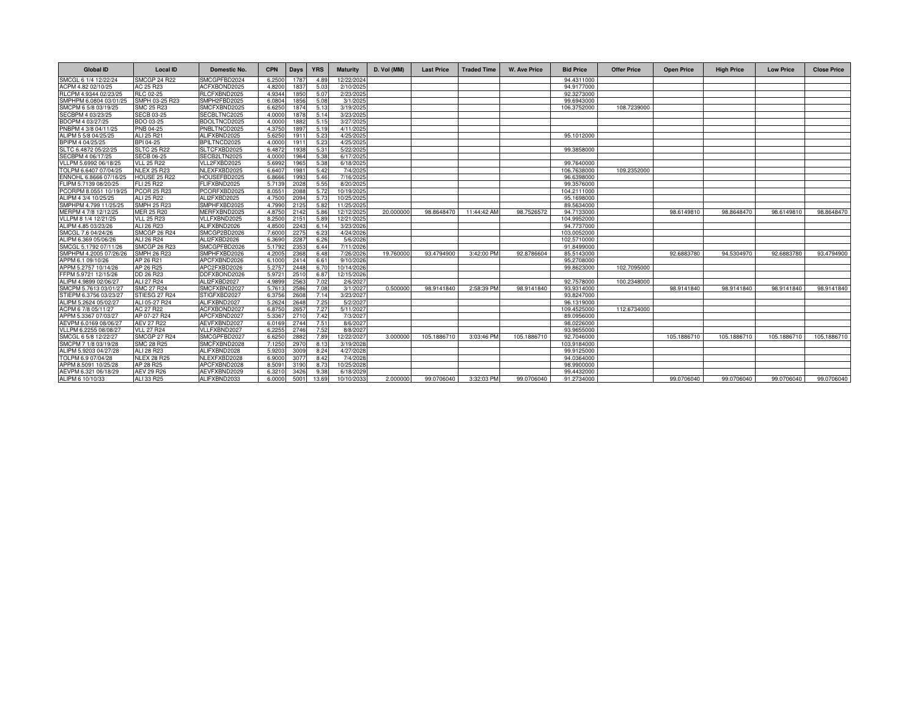| Global ID | Local ID | Domestic No. | CPN | Days | YRS | Maturity | D. Vol (MM) | Last Price | Traded Time | W. Ave Price | Bid Price | Offer Price | Open Price | High Price | Low Price | Close Price |
|---|---|---|---|---|---|---|---|---|---|---|---|---|---|---|---|---|
| SMCGL 6 1/4 12/22/24 | SMCGP 24 R22 | SMCGPFBD2024 | 6.2500 | 1787 | 4.89 | 12/22/2024 | | | | | 94.4311000 | | | | | |
| ACPM 4.82 02/10/25 | AC 25 R23 | ACFXBOND2025 | 4.8200 | 1837 | 5.03 | 2/10/2025 | | | | | 94.9177000 | | | | | |
| RLCPM 4.9344 02/23/25 | RLC 02-25 | RLCFXBND2025 | 4.9344 | 1850 | 5.07 | 2/23/2025 | | | | | 92.3273000 | | | | | |
| SMPHPM 6.0804 03/01/25 | SMPH 03-25 R23 | SMPH2FBD2025 | 6.0804 | 1856 | 5.08 | 3/1/2025 | | | | | 99.6943000 | | | | | |
| SMCPM 6 5/8 03/19/25 | SMC 25 R23 | SMCFXBND2025 | 6.6250 | 1874 | 5.13 | 3/19/2025 | | | | | 106.3752000 | 108.7239000 | | | | |
| SECBPM 4 03/23/25 | SECB 03-25 | SECBLTNC2025 | 4.0000 | 1878 | 5.14 | 3/23/2025 | | | | | | | | | | |
| BDOPM 4 03/27/25 | BDO 03-25 | BDOLTNCD2025 | 4.0000 | 1882 | 5.15 | 3/27/2025 | | | | | | | | | | |
| PNBPM 4 3/8 04/11/25 | PNB 04-25 | PNBLTNCD2025 | 4.3750 | 1897 | 5.19 | 4/11/2025 | | | | | | | | | | |
| ALIPM 5 5/8 04/25/25 | ALI 25 R21 | ALIFXBND2025 | 5.6250 | 1911 | 5.23 | 4/25/2025 | | | | | 95.1012000 | | | | | |
| BPIPM 4 04/25/25 | BPI 04-25 | BPILTNCD2025 | 4.0000 | 1911 | 5.23 | 4/25/2025 | | | | | | | | | | |
| SLTC 6.4872 05/22/25 | SLTC 25 R22 | SLTCFXBD2025 | 6.4872 | 1938 | 5.31 | 5/22/2025 | | | | | 99.3858000 | | | | | |
| SECBPM 4 06/17/25 | SECB 06-25 | SECB2LTN2025 | 4.0000 | 1964 | 5.38 | 6/17/2025 | | | | | | | | | | |
| VLLPM 5.6992 06/18/25 | VLL 25 R22 | VLL2FXBD2025 | 5.6992 | 1965 | 5.38 | 6/18/2025 | | | | | 99.7640000 | | | | | |
| TOLPM 6.6407 07/04/25 | NLEX 25 R23 | NLEXFXBD2025 | 6.6407 | 1981 | 5.42 | 7/4/2025 | | | | | 106.7638000 | 109.2352000 | | | | |
| ENNOHL 6.8666 07/16/25 | HOUSE 25 R22 | HOUSEFBD2025 | 6.8666 | 1993 | 5.46 | 7/16/2025 | | | | | 96.6398000 | | | | | |
| FLIPM 5.7139 08/20/25 | FLI 25 R22 | FLIFXBND2025 | 5.7139 | 2028 | 5.55 | 8/20/2025 | | | | | 99.3576000 | | | | | |
| PCORPM 8.0551 10/19/25 | PCOR 25 R23 | PCORFXBD2025 | 8.0551 | 2088 | 5.72 | 10/19/2025 | | | | | 104.2111000 | | | | | |
| ALIPM 4 3/4 10/25/25 | ALI 25 R22 | ALI2FXBD2025 | 4.7500 | 2094 | 5.73 | 10/25/2025 | | | | | 95.1698000 | | | | | |
| SMPHPM 4.799 11/25/25 | SMPH 25 R23 | SMPHFXBD2025 | 4.7990 | 2125 | 5.82 | 11/25/2025 | | | | | 89.5634000 | | | | | |
| MERPM 4 7/8 12/12/25 | MER 25 R20 | MERFXBND2025 | 4.8750 | 2142 | 5.86 | 12/12/2025 | 20.000000 | 98.8648470 | 11:44:42 AM | 98.7526572 | 94.7133000 | | 98.6149810 | 98.8648470 | 98.6149810 | 98.8648470 |
| VLLPM 8 1/4 12/21/25 | VLL 25 R23 | VLLFXBND2025 | 8.2500 | 2151 | 5.89 | 12/21/2025 | | | | | 104.9952000 | | | | | |
| ALIPM 4.85 03/23/26 | ALI 26 R23 | ALIFXBND2026 | 4.8500 | 2243 | 6.14 | 3/23/2026 | | | | | 94.7737000 | | | | | |
| SMCGL 7.6 04/24/26 | SMCGP 26 R24 | SMCGP2BD2026 | 7.6000 | 2275 | 6.23 | 4/24/2026 | | | | | 103.0052000 | | | | | |
| ALIPM 6.369 05/06/26 | ALI 26 R24 | ALI2FXBD2026 | 6.3690 | 2287 | 6.26 | 5/6/2026 | | | | | 102.5710000 | | | | | |
| SMCGL 5.1792 07/11/26 | SMCGP 26 R23 | SMCGPFBD2026 | 5.1792 | 2353 | 6.44 | 7/11/2026 | | | | | 91.8499000 | | | | | |
| SMPHPM 4.2005 07/26/26 | SMPH 26 R23 | SMPHFXBD2026 | 4.2005 | 2368 | 6.48 | 7/26/2026 | 19.760000 | 93.4794900 | 3:42:00 PM | 92.8786604 | 85.5143000 | | 92.6883780 | 94.5304970 | 92.6883780 | 93.4794900 |
| APPM 6.1 09/10/26 | AP 26 R21 | APCFXBND2026 | 6.1000 | 2414 | 6.61 | 9/10/2026 | | | | | 95.2708000 | | | | | |
| APPM 5.2757 10/14/26 | AP 26 R25 | APC2FXBD2026 | 5.2757 | 2448 | 6.70 | 10/14/2026 | | | | | 99.8623000 | 102.7095000 | | | | |
| FFPM 5.9721 12/15/26 | DD 26 R23 | DDFXBOND2026 | 5.9721 | 2510 | 6.87 | 12/15/2026 | | | | | | | | | | |
| ALIPM 4.9899 02/06/27 | ALI 27 R24 | ALI2FXBD2027 | 4.9899 | 2563 | 7.02 | 2/6/2027 | | | | | 92.7578000 | 100.2348000 | | | | |
| SMCPM 5.7613 03/01/27 | SMC 27 R24 | SMCFXBND2027 | 5.7613 | 2586 | 7.08 | 3/1/2027 | 0.500000 | 98.9141840 | 2:58:39 PM | 98.9141840 | 93.9314000 | | 98.9141840 | 98.9141840 | 98.9141840 | 98.9141840 |
| STIEPM 6.3756 03/23/27 | STIESG 27 R24 | STIGFXBD2027 | 6.3756 | 2608 | 7.14 | 3/23/2027 | | | | | 93.8247000 | | | | | |
| ALIPM 5.2624 05/02/27 | ALI 05-27 R24 | ALIFXBND2027 | 5.2624 | 2648 | 7.25 | 5/2/2027 | | | | | 96.1319000 | | | | | |
| ACPM 6 7/8 05/11/27 | AC 27 R22 | ACFXBOND2027 | 6.8750 | 2657 | 7.27 | 5/11/2027 | | | | | 109.4525000 | 112.6734000 | | | | |
| APPM 5.3367 07/03/27 | AP 07-27 R24 | APCFXBND2027 | 5.3367 | 2710 | 7.42 | 7/3/2027 | | | | | 89.0956000 | | | | | |
| AEVPM 6.0169 08/06/27 | AEV 27 R22 | AEVFXBND2027 | 6.0169 | 2744 | 7.51 | 8/6/2027 | | | | | 98.0226000 | | | | | |
| VLLPM 6.2255 08/08/27 | VLL 27 R24 | VLLFXBND2027 | 6.2255 | 2746 | 7.52 | 8/8/2027 | | | | | 93.9655000 | | | | | |
| SMCGL 6 5/8 12/22/27 | SMCGP 27 R24 | SMCGPFBD2027 | 6.6250 | 2882 | 7.89 | 12/22/2027 | 3.000000 | 105.1886710 | 3:03:46 PM | 105.1886710 | 92.7046000 | | 105.1886710 | 105.1886710 | 105.1886710 | 105.1886710 |
| SMCPM 7 1/8 03/19/28 | SMC 28 R25 | SMCFXBND2028 | 7.1250 | 2970 | 8.13 | 3/19/2028 | | | | | 103.9184000 | | | | | |
| ALIPM 5.9203 04/27/28 | ALI 28 R23 | ALIFXBND2028 | 5.9203 | 3009 | 8.24 | 4/27/2028 | | | | | 99.9125000 | | | | | |
| TOLPM 6.9 07/04/28 | NLEX 28 R25 | NLEXFXBD2028 | 6.9000 | 3077 | 8.42 | 7/4/2028 | | | | | 94.0364000 | | | | | |
| APPM 8.5091 10/25/28 | AP 28 R25 | APCFXBND2028 | 8.5091 | 3190 | 8.73 | 10/25/2028 | | | | | 98.9900000 | | | | | |
| AEVPM 6.321 06/18/29 | AEV 29 R26 | AEVFXBND2029 | 6.3210 | 3426 | 9.38 | 6/18/2029 | | | | | 99.4432000 | | | | | |
| ALIPM 6 10/10/33 | ALI 33 R25 | ALIFXBND2033 | 6.0000 | 5001 | 13.69 | 10/10/2033 | 2.000000 | 99.0706040 | 3:32:03 PM | 99.0706040 | 91.2734000 | | 99.0706040 | 99.0706040 | 99.0706040 | 99.0706040 |